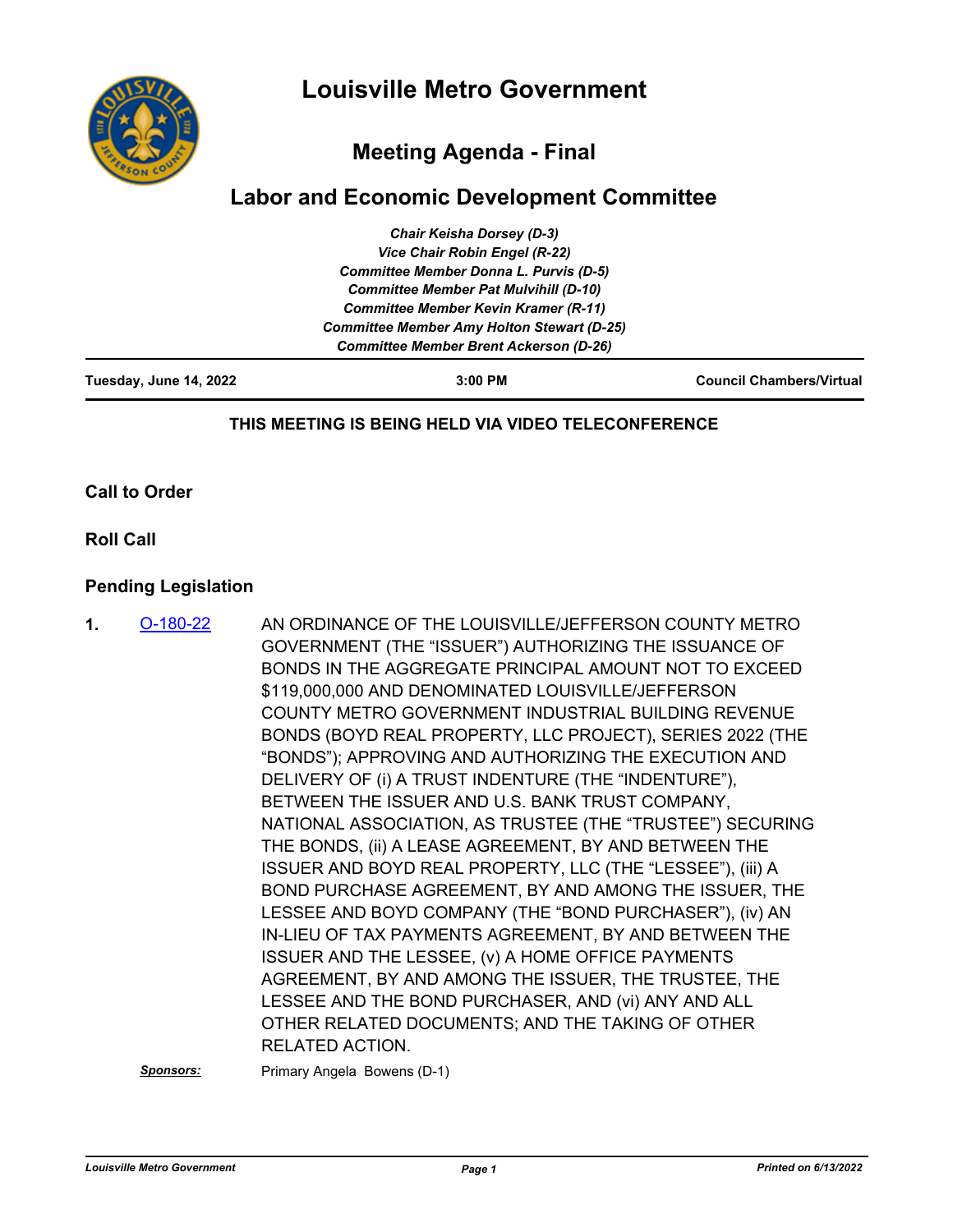# Louisville Metro Government

## Meeting Agenda - Final

## Labor and Economic Development Committee

*Chair Keisha Dorsey (D-3)*
*Vice Chair Robin Engel (R-22)*
*Committee Member Donna L. Purvis (D-5)*
*Committee Member Pat Mulvihill (D-10)*
*Committee Member Kevin Kramer (R-11)*
*Committee Member Amy Holton Stewart (D-25)*
*Committee Member Brent Ackerson (D-26)*

**Tuesday, June 14, 2022** | **3:00 PM** | **Council Chambers/Virtual**

**THIS MEETING IS BEING HELD VIA VIDEO TELECONFERENCE**

### Call to Order

### Roll Call

### Pending Legislation

**1.** O-180-22

AN ORDINANCE OF THE LOUISVILLE/JEFFERSON COUNTY METRO GOVERNMENT (THE "ISSUER") AUTHORIZING THE ISSUANCE OF BONDS IN THE AGGREGATE PRINCIPAL AMOUNT NOT TO EXCEED $119,000,000 AND DENOMINATED LOUISVILLE/JEFFERSON COUNTY METRO GOVERNMENT INDUSTRIAL BUILDING REVENUE BONDS (BOYD REAL PROPERTY, LLC PROJECT), SERIES 2022 (THE "BONDS"); APPROVING AND AUTHORIZING THE EXECUTION AND DELIVERY OF (i) A TRUST INDENTURE (THE "INDENTURE"), BETWEEN THE ISSUER AND U.S. BANK TRUST COMPANY, NATIONAL ASSOCIATION, AS TRUSTEE (THE "TRUSTEE") SECURING THE BONDS, (ii) A LEASE AGREEMENT, BY AND BETWEEN THE ISSUER AND BOYD REAL PROPERTY, LLC (THE "LESSEE"), (iii) A BOND PURCHASE AGREEMENT, BY AND AMONG THE ISSUER, THE LESSEE AND BOYD COMPANY (THE "BOND PURCHASER"), (iv) AN IN-LIEU OF TAX PAYMENTS AGREEMENT, BY AND BETWEEN THE ISSUER AND THE LESSEE, (v) A HOME OFFICE PAYMENTS AGREEMENT, BY AND AMONG THE ISSUER, THE TRUSTEE, THE LESSEE AND THE BOND PURCHASER, AND (vi) ANY AND ALL OTHER RELATED DOCUMENTS; AND THE TAKING OF OTHER RELATED ACTION.

***Sponsors:*** Primary Angela Bowens (D-1)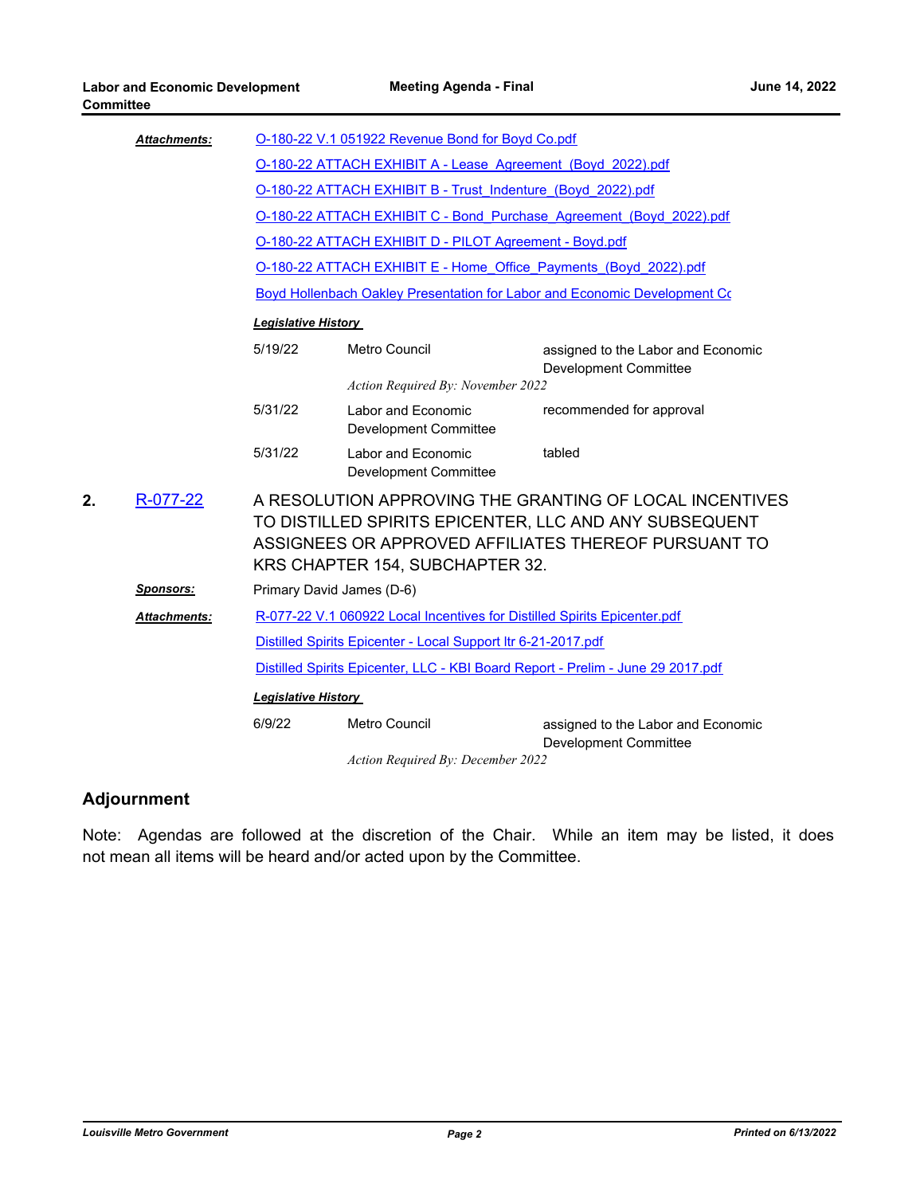***Attachments:***

O-180-22 V.1 051922 Revenue Bond for Boyd Co.pdf

O-180-22 ATTACH EXHIBIT A - Lease_Agreement_(Boyd_2022).pdf

O-180-22 ATTACH EXHIBIT B - Trust_Indenture_(Boyd_2022).pdf

O-180-22 ATTACH EXHIBIT C - Bond_Purchase_Agreement_(Boyd_2022).pdf

O-180-22 ATTACH EXHIBIT D - PILOT Agreement - Boyd.pdf

O-180-22 ATTACH EXHIBIT E - Home_Office_Payments_(Boyd_2022).pdf

Boyd Hollenbach Oakley Presentation for Labor and Economic Development Cc

***Legislative History***

| | | |
|---|---|---|
| 5/19/22 | Metro Council | assigned to the Labor and Economic Development Committee |
| | *Action Required By: November 2022* | |
| 5/31/22 | Labor and Economic Development Committee | recommended for approval |
| 5/31/22 | Labor and Economic Development Committee | tabled |

**2.** R-077-22 A RESOLUTION APPROVING THE GRANTING OF LOCAL INCENTIVES TO DISTILLED SPIRITS EPICENTER, LLC AND ANY SUBSEQUENT ASSIGNEES OR APPROVED AFFILIATES THEREOF PURSUANT TO KRS CHAPTER 154, SUBCHAPTER 32.

***Sponsors:*** Primary David James (D-6)

***Attachments:***

R-077-22 V.1 060922 Local Incentives for Distilled Spirits Epicenter.pdf

Distilled Spirits Epicenter - Local Support ltr 6-21-2017.pdf

Distilled Spirits Epicenter, LLC - KBI Board Report - Prelim - June 29 2017.pdf

***Legislative History***

| | | |
|---|---|---|
| 6/9/22 | Metro Council | assigned to the Labor and Economic Development Committee |
| | *Action Required By: December 2022* | |

## Adjournment

Note: Agendas are followed at the discretion of the Chair. While an item may be listed, it does not mean all items will be heard and/or acted upon by the Committee.